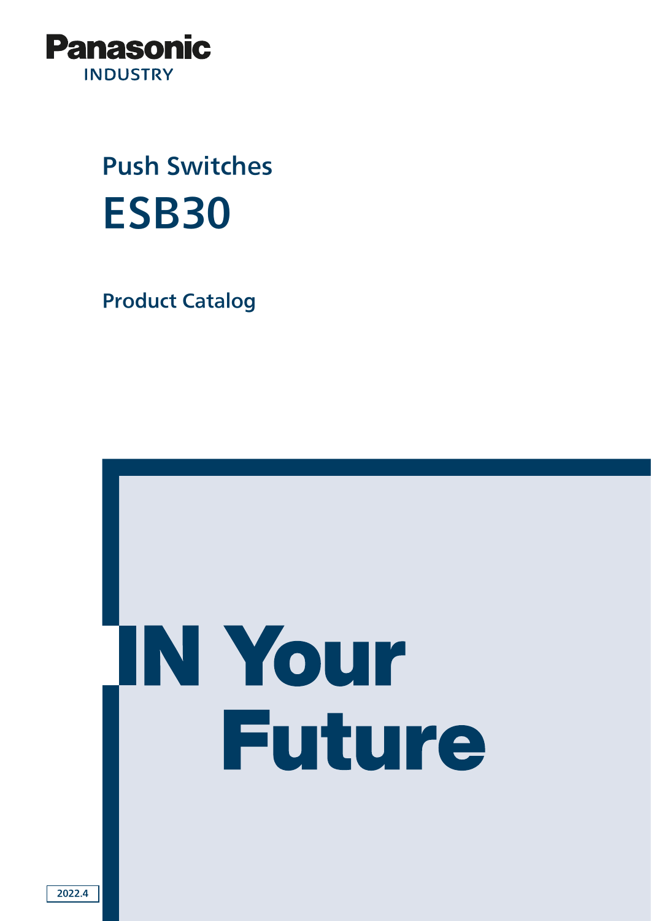Panasonic

INDUSTRY

## Push Switches

# ESB30

### Product Catalog

IN Your Future

2022.4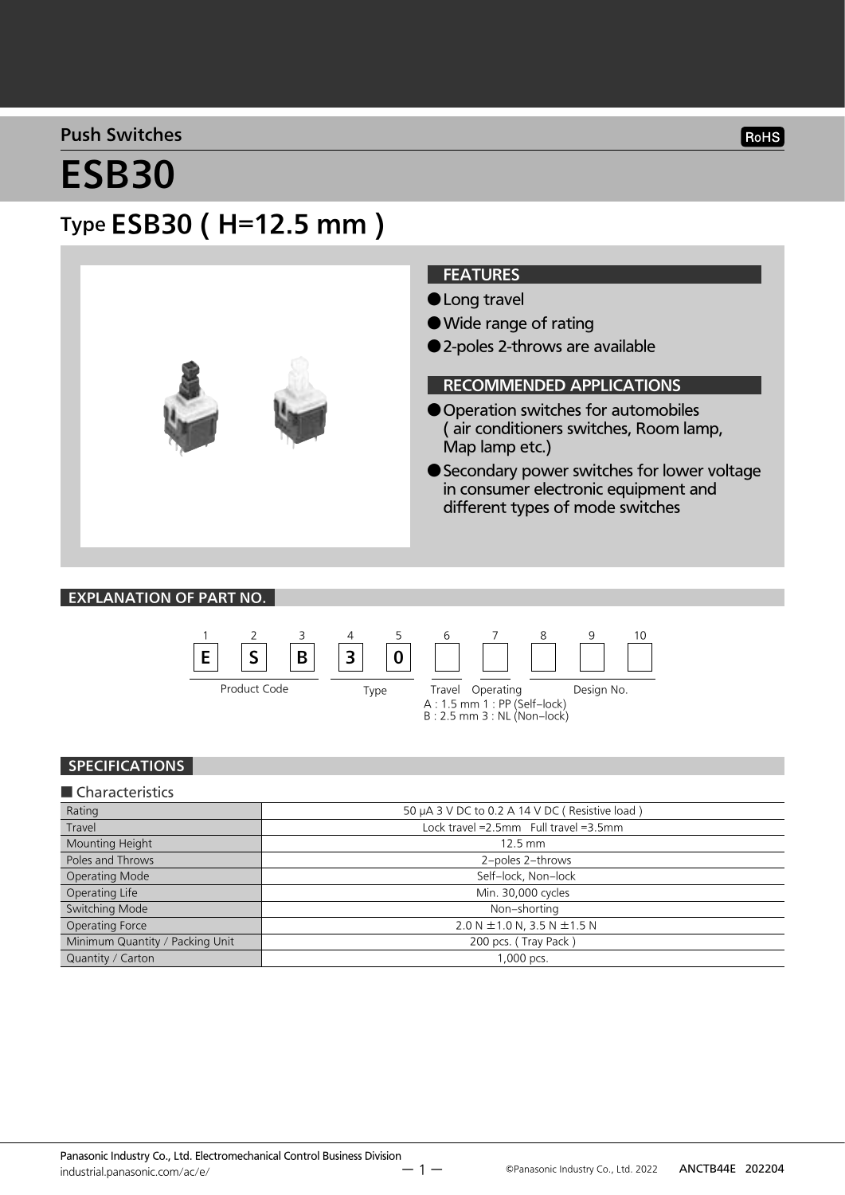Push Switches

RoHS

# ESB30

## Type ESB30 ( H=12.5 mm )

### FEATURES

- Long travel
- Wide range of rating
- 2-poles 2-throws are available

### RECOMMENDED APPLICATIONS

- Operation switches for automobiles ( air conditioners switches, Room lamp, Map lamp etc.)
- Secondary power switches for lower voltage in consumer electronic equipment and different types of mode switches

### EXPLANATION OF PART NO.

| 1 | 2 | 3 | 4 | 5 | 6 | 7 | 8 | 9 | 10 |
|---|---|---|---|---|---|---|---|---|---|
| E | S | B | 3 | 0 | | | | | |
| Product Code | | | Type | | Travel | Operating | Design No. | | |

Travel
A : 1.5 mm
B : 2.5 mm

Operating
1 : PP (Self–lock)
3 : NL (Non–lock)

### SPECIFICATIONS

■ Characteristics

| Item | Specification |
|---|---|
| Rating | 50 μA 3 V DC to 0.2 A 14 V DC ( Resistive load ) |
| Travel | Lock travel =2.5mm   Full travel =3.5mm |
| Mounting Height | 12.5 mm |
| Poles and Throws | 2–poles 2–throws |
| Operating Mode | Self–lock, Non–lock |
| Operating Life | Min. 30,000 cycles |
| Switching Mode | Non–shorting |
| Operating Force | 2.0 N ±1.0 N, 3.5 N ±1.5 N |
| Minimum Quantity / Packing Unit | 200 pcs. ( Tray Pack ) |
| Quantity / Carton | 1,000 pcs. |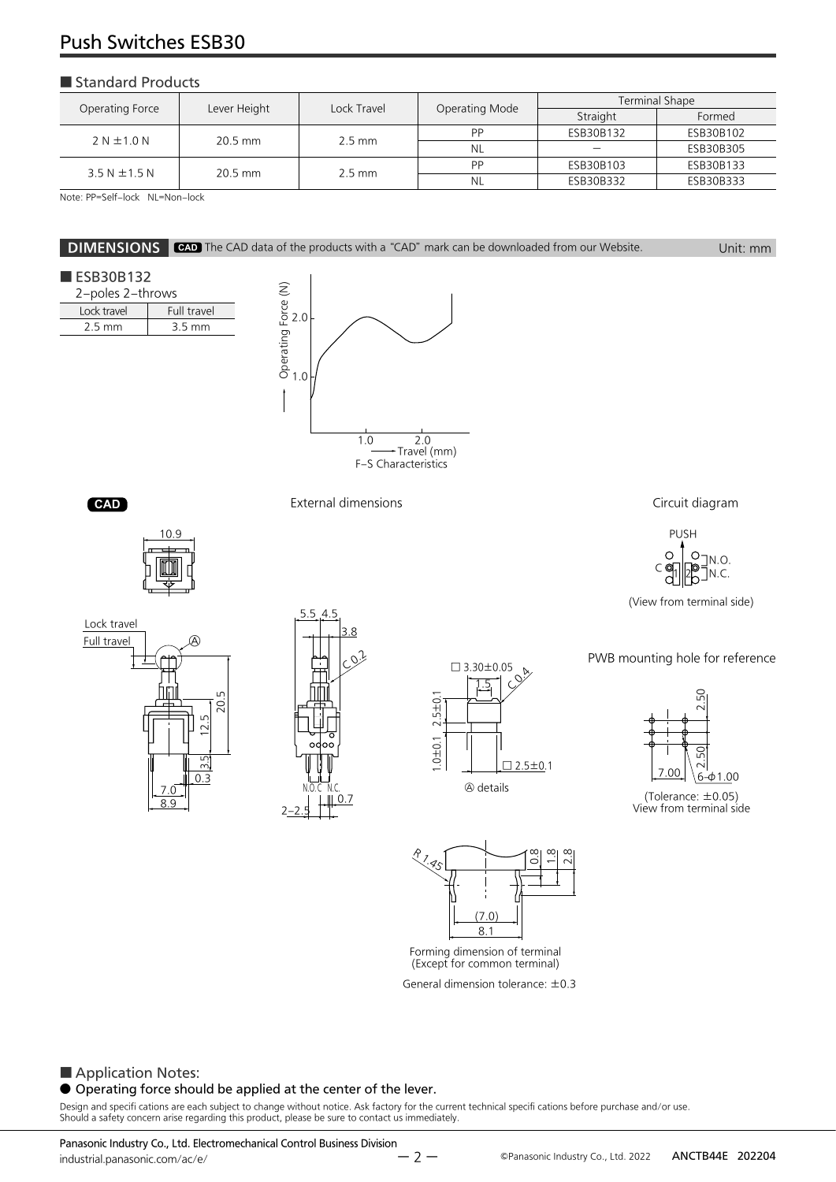# Push Switches ESB30

## ■ Standard Products

| Operating Force | Lever Height | Lock Travel | Operating Mode | Terminal Shape | |
|---|---|---|---|---|---|
| | | | | Straight | Formed |
| 2 N ±1.0 N | 20.5 mm | 2.5 mm | PP | ESB30B132 | ESB30B102 |
| | | | NL | – | ESB30B305 |
| 3.5 N ±1.5 N | 20.5 mm | 2.5 mm | PP | ESB30B103 | ESB30B133 |
| | | | NL | ESB30B332 | ESB30B333 |

Note: PP=Self–lock NL=Non–lock

## DIMENSIONS

CAD The CAD data of the products with a "CAD" mark can be downloaded from our Website. Unit: mm

### ■ ESB30B132

2–poles 2–throws

| Lock travel | Full travel |
|---|---|
| 2.5 mm | 3.5 mm |

F–S Characteristics

CAD

External dimensions

Ⓐ details

Forming dimension of terminal
(Except for common terminal)

General dimension tolerance: ±0.3

Circuit diagram

(View from terminal side)

PWB mounting hole for reference

(Tolerance: ±0.05)
View from terminal side

## ■ Application Notes:

● Operating force should be applied at the center of the lever.

Design and specifi cations are each subject to change without notice. Ask factory for the current technical specifi cations before purchase and/or use.
Should a safety concern arise regarding this product, please be sure to contact us immediately.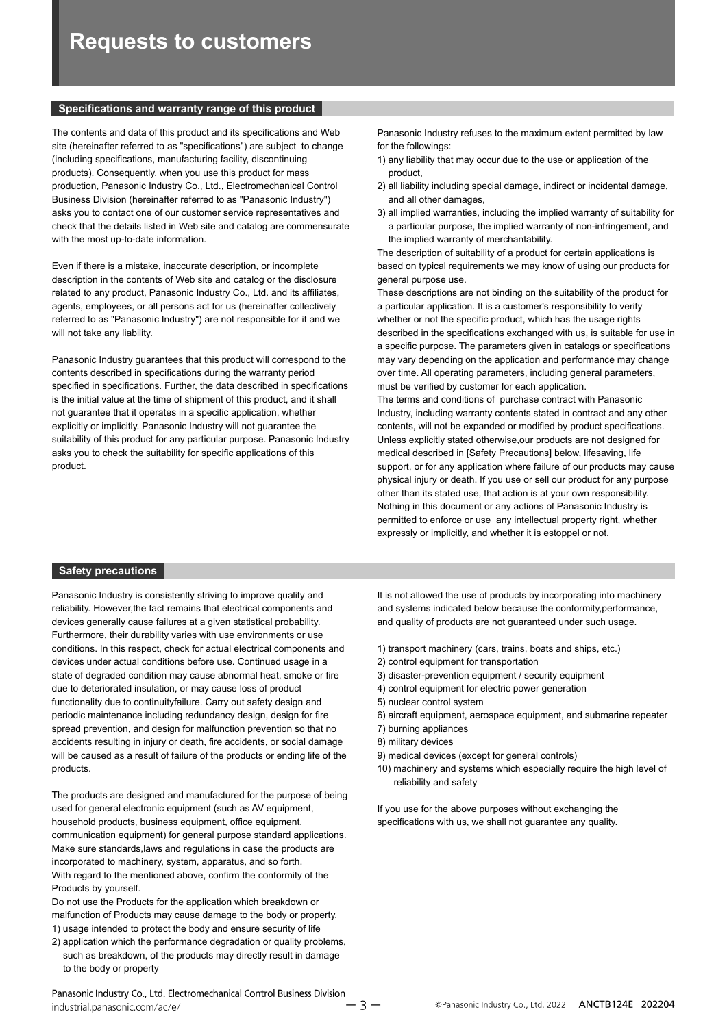# Requests to customers

## Specifications and warranty range of this product

The contents and data of this product and its specifications and Web site (hereinafter referred to as "specifications") are subject to change (including specifications, manufacturing facility, discontinuing products). Consequently, when you use this product for mass production, Panasonic Industry Co., Ltd., Electromechanical Control Business Division (hereinafter referred to as "Panasonic Industry") asks you to contact one of our customer service representatives and check that the details listed in Web site and catalog are commensurate with the most up-to-date information.

Even if there is a mistake, inaccurate description, or incomplete description in the contents of Web site and catalog or the disclosure related to any product, Panasonic Industry Co., Ltd. and its affiliates, agents, employees, or all persons act for us (hereinafter collectively referred to as "Panasonic Industry") are not responsible for it and we will not take any liability.

Panasonic Industry guarantees that this product will correspond to the contents described in specifications during the warranty period specified in specifications. Further, the data described in specifications is the initial value at the time of shipment of this product, and it shall not guarantee that it operates in a specific application, whether explicitly or implicitly. Panasonic Industry will not guarantee the suitability of this product for any particular purpose. Panasonic Industry asks you to check the suitability for specific applications of this product.

Panasonic Industry refuses to the maximum extent permitted by law for the followings:

1) any liability that may occur due to the use or application of the product,
2) all liability including special damage, indirect or incidental damage, and all other damages,
3) all implied warranties, including the implied warranty of suitability for a particular purpose, the implied warranty of non-infringement, and the implied warranty of merchantability.

The description of suitability of a product for certain applications is based on typical requirements we may know of using our products for general purpose use.
These descriptions are not binding on the suitability of the product for a particular application. It is a customer's responsibility to verify whether or not the specific product, which has the usage rights described in the specifications exchanged with us, is suitable for use in a specific purpose. The parameters given in catalogs or specifications may vary depending on the application and performance may change over time. All operating parameters, including general parameters, must be verified by customer for each application.
The terms and conditions of purchase contract with Panasonic Industry, including warranty contents stated in contract and any other contents, will not be expanded or modified by product specifications.
Unless explicitly stated otherwise,our products are not designed for medical described in [Safety Precautions] below, lifesaving, life support, or for any application where failure of our products may cause physical injury or death. If you use or sell our product for any purpose other than its stated use, that action is at your own responsibility.
Nothing in this document or any actions of Panasonic Industry is permitted to enforce or use any intellectual property right, whether expressly or implicitly, and whether it is estoppel or not.

## Safety precautions

Panasonic Industry is consistently striving to improve quality and reliability. However,the fact remains that electrical components and devices generally cause failures at a given statistical probability. Furthermore, their durability varies with use environments or use conditions. In this respect, check for actual electrical components and devices under actual conditions before use. Continued usage in a state of degraded condition may cause abnormal heat, smoke or fire due to deteriorated insulation, or may cause loss of product functionality due to continuityfailure. Carry out safety design and periodic maintenance including redundancy design, design for fire spread prevention, and design for malfunction prevention so that no accidents resulting in injury or death, fire accidents, or social damage will be caused as a result of failure of the products or ending life of the products.

The products are designed and manufactured for the purpose of being used for general electronic equipment (such as AV equipment, household products, business equipment, office equipment, communication equipment) for general purpose standard applications. Make sure standards,laws and regulations in case the products are incorporated to machinery, system, apparatus, and so forth.
With regard to the mentioned above, confirm the conformity of the Products by yourself.
Do not use the Products for the application which breakdown or malfunction of Products may cause damage to the body or property.

1) usage intended to protect the body and ensure security of life
2) application which the performance degradation or quality problems, such as breakdown, of the products may directly result in damage to the body or property

It is not allowed the use of products by incorporating into machinery and systems indicated below because the conformity,performance, and quality of products are not guaranteed under such usage.

1) transport machinery (cars, trains, boats and ships, etc.)
2) control equipment for transportation
3) disaster-prevention equipment / security equipment
4) control equipment for electric power generation
5) nuclear control system
6) aircraft equipment, aerospace equipment, and submarine repeater
7) burning appliances
8) military devices
9) medical devices (except for general controls)
10) machinery and systems which especially require the high level of reliability and safety

If you use for the above purposes without exchanging the specifications with us, we shall not guarantee any quality.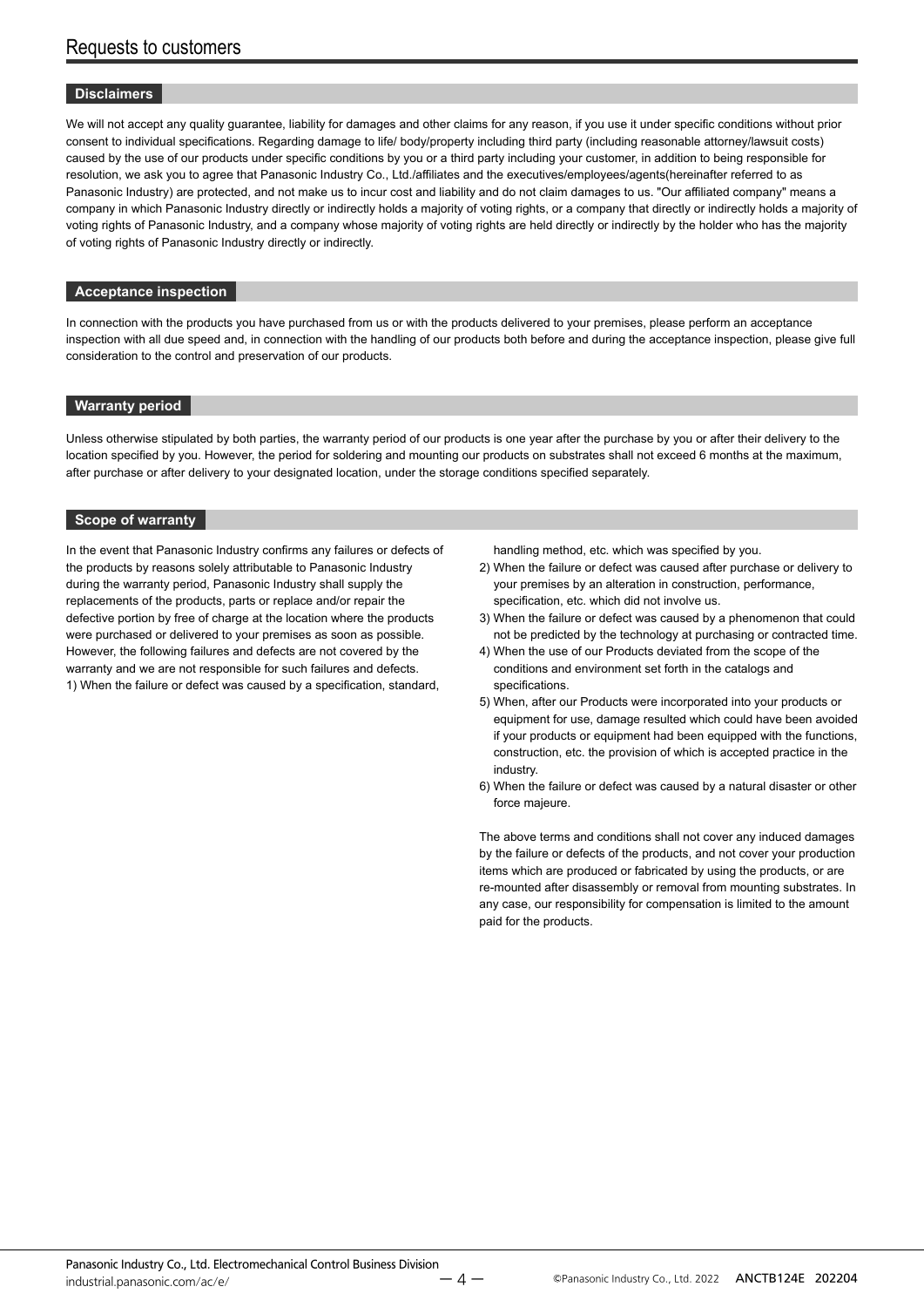# Requests to customers

## Disclaimers

We will not accept any quality guarantee, liability for damages and other claims for any reason, if you use it under specific conditions without prior consent to individual specifications. Regarding damage to life/ body/property including third party (including reasonable attorney/lawsuit costs) caused by the use of our products under specific conditions by you or a third party including your customer, in addition to being responsible for resolution, we ask you to agree that Panasonic Industry Co., Ltd./affiliates and the executives/employees/agents(hereinafter referred to as Panasonic Industry) are protected, and not make us to incur cost and liability and do not claim damages to us. "Our affiliated company" means a company in which Panasonic Industry directly or indirectly holds a majority of voting rights, or a company that directly or indirectly holds a majority of voting rights of Panasonic Industry, and a company whose majority of voting rights are held directly or indirectly by the holder who has the majority of voting rights of Panasonic Industry directly or indirectly.

## Acceptance inspection

In connection with the products you have purchased from us or with the products delivered to your premises, please perform an acceptance inspection with all due speed and, in connection with the handling of our products both before and during the acceptance inspection, please give full consideration to the control and preservation of our products.

## Warranty period

Unless otherwise stipulated by both parties, the warranty period of our products is one year after the purchase by you or after their delivery to the location specified by you. However, the period for soldering and mounting our products on substrates shall not exceed 6 months at the maximum, after purchase or after delivery to your designated location, under the storage conditions specified separately.

## Scope of warranty

In the event that Panasonic Industry confirms any failures or defects of the products by reasons solely attributable to Panasonic Industry during the warranty period, Panasonic Industry shall supply the replacements of the products, parts or replace and/or repair the defective portion by free of charge at the location where the products were purchased or delivered to your premises as soon as possible. However, the following failures and defects are not covered by the warranty and we are not responsible for such failures and defects.

1) When the failure or defect was caused by a specification, standard, handling method, etc. which was specified by you.
2) When the failure or defect was caused after purchase or delivery to your premises by an alteration in construction, performance, specification, etc. which did not involve us.
3) When the failure or defect was caused by a phenomenon that could not be predicted by the technology at purchasing or contracted time.
4) When the use of our Products deviated from the scope of the conditions and environment set forth in the catalogs and specifications.
5) When, after our Products were incorporated into your products or equipment for use, damage resulted which could have been avoided if your products or equipment had been equipped with the functions, construction, etc. the provision of which is accepted practice in the industry.
6) When the failure or defect was caused by a natural disaster or other force majeure.

The above terms and conditions shall not cover any induced damages by the failure or defects of the products, and not cover your production items which are produced or fabricated by using the products, or are re-mounted after disassembly or removal from mounting substrates. In any case, our responsibility for compensation is limited to the amount paid for the products.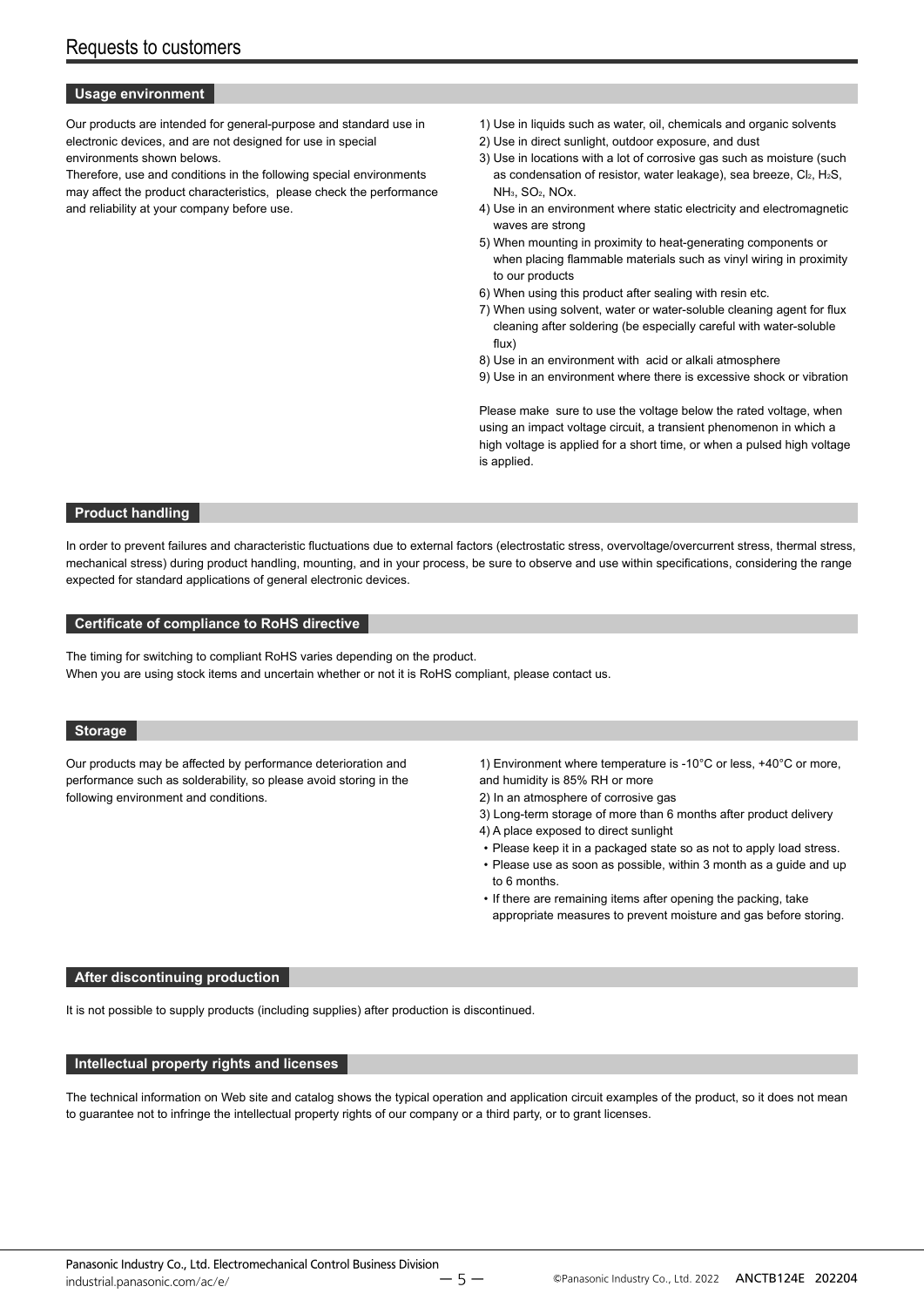# Requests to customers

## Usage environment

Our products are intended for general-purpose and standard use in electronic devices, and are not designed for use in special environments shown belows.
Therefore, use and conditions in the following special environments may affect the product characteristics, please check the performance and reliability at your company before use.

1) Use in liquids such as water, oil, chemicals and organic solvents
2) Use in direct sunlight, outdoor exposure, and dust
3) Use in locations with a lot of corrosive gas such as moisture (such as condensation of resistor, water leakage), sea breeze, $Cl_2$, $H_2S$, $NH_3$, $SO_2$, NOx.
4) Use in an environment where static electricity and electromagnetic waves are strong
5) When mounting in proximity to heat-generating components or when placing flammable materials such as vinyl wiring in proximity to our products
6) When using this product after sealing with resin etc.
7) When using solvent, water or water-soluble cleaning agent for flux cleaning after soldering (be especially careful with water-soluble flux)
8) Use in an environment with acid or alkali atmosphere
9) Use in an environment where there is excessive shock or vibration

Please make sure to use the voltage below the rated voltage, when using an impact voltage circuit, a transient phenomenon in which a high voltage is applied for a short time, or when a pulsed high voltage is applied.

## Product handling

In order to prevent failures and characteristic fluctuations due to external factors (electrostatic stress, overvoltage/overcurrent stress, thermal stress, mechanical stress) during product handling, mounting, and in your process, be sure to observe and use within specifications, considering the range expected for standard applications of general electronic devices.

## Certificate of compliance to RoHS directive

The timing for switching to compliant RoHS varies depending on the product.
When you are using stock items and uncertain whether or not it is RoHS compliant, please contact us.

## Storage

Our products may be affected by performance deterioration and performance such as solderability, so please avoid storing in the following environment and conditions.

1) Environment where temperature is -10°C or less, +40°C or more, and humidity is 85% RH or more
2) In an atmosphere of corrosive gas
3) Long-term storage of more than 6 months after product delivery
4) A place exposed to direct sunlight

- Please keep it in a packaged state so as not to apply load stress.
- Please use as soon as possible, within 3 month as a guide and up to 6 months.
- If there are remaining items after opening the packing, take appropriate measures to prevent moisture and gas before storing.

## After discontinuing production

It is not possible to supply products (including supplies) after production is discontinued.

## Intellectual property rights and licenses

The technical information on Web site and catalog shows the typical operation and application circuit examples of the product, so it does not mean to guarantee not to infringe the intellectual property rights of our company or a third party, or to grant licenses.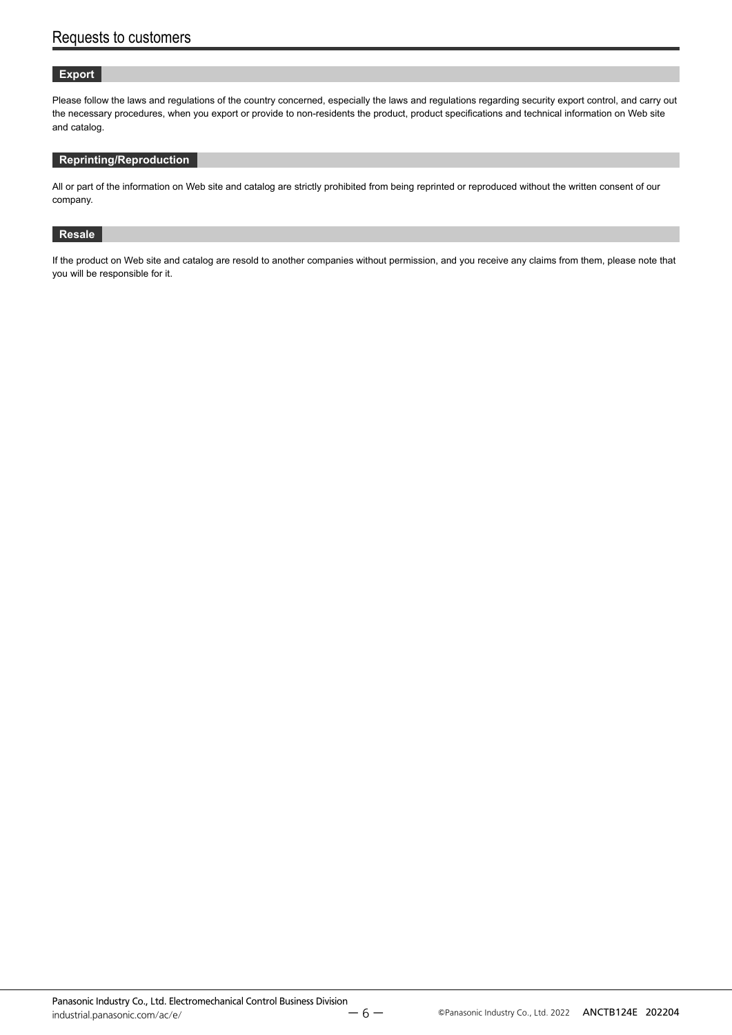# Requests to customers

## Export

Please follow the laws and regulations of the country concerned, especially the laws and regulations regarding security export control, and carry out the necessary procedures, when you export or provide to non-residents the product, product specifications and technical information on Web site and catalog.

## Reprinting/Reproduction

All or part of the information on Web site and catalog are strictly prohibited from being reprinted or reproduced without the written consent of our company.

## Resale

If the product on Web site and catalog are resold to another companies without permission, and you receive any claims from them, please note that you will be responsible for it.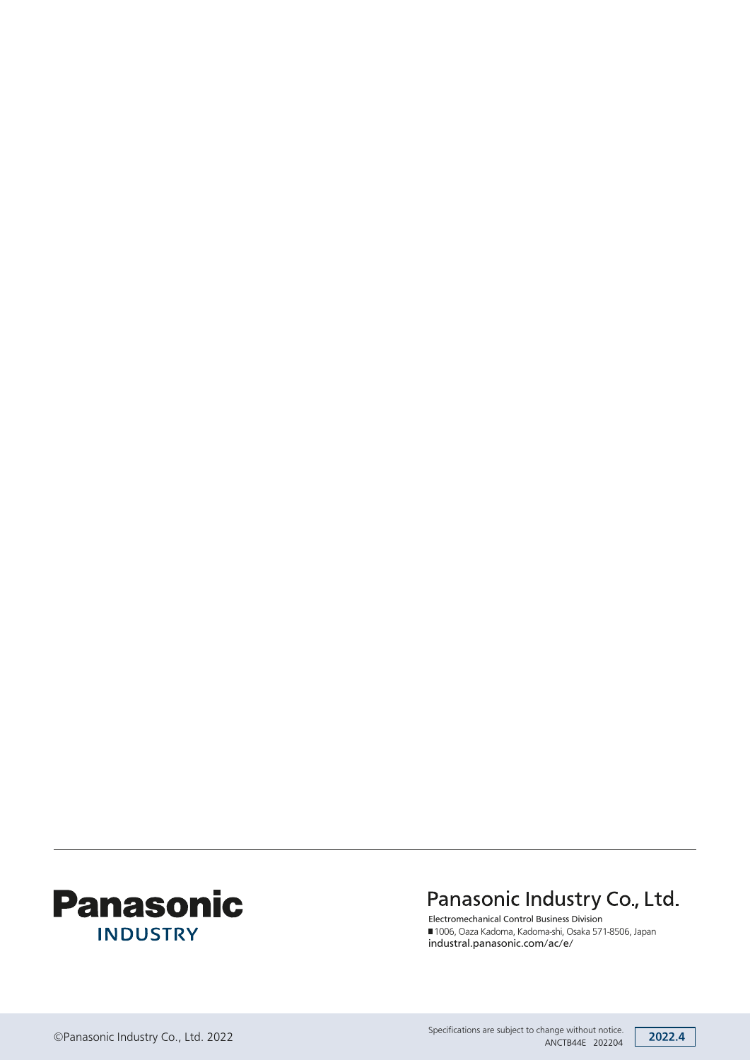**Panasonic**
**INDUSTRY**

## Panasonic Industry Co., Ltd.

Electromechanical Control Business Division
■1006, Oaza Kadoma, Kadoma-shi, Osaka 571-8506, Japan
industral.panasonic.com/ac/e/

©Panasonic Industry Co., Ltd. 2022

Specifications are subject to change without notice.
ANCTB44E 202204

**2022.4**